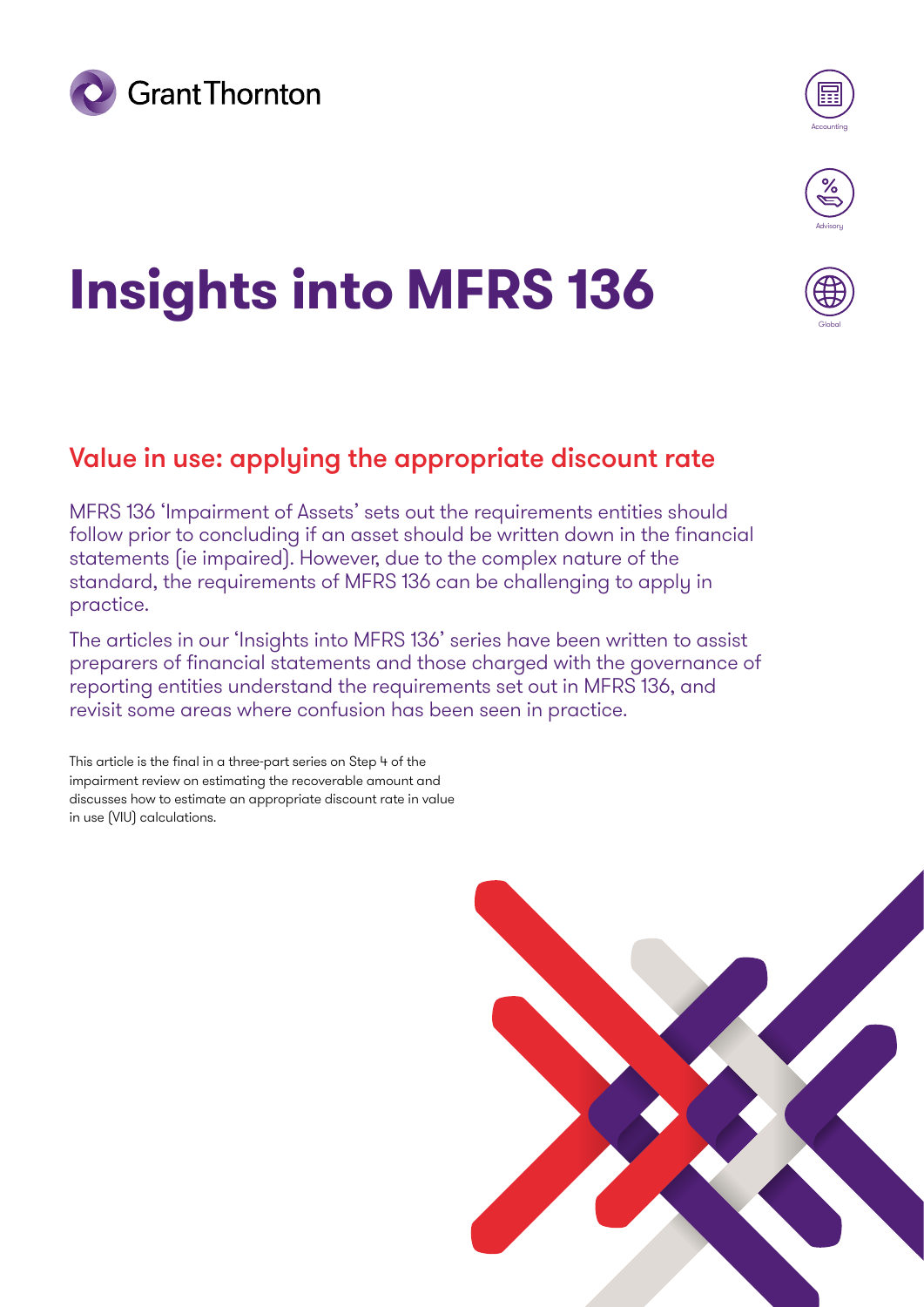Grant Thornton

Accounting

Advisory

Global

# Insights into MFRS 136

## Value in use: applying the appropriate discount rate

MFRS 136 'Impairment of Assets' sets out the requirements entities should follow prior to concluding if an asset should be written down in the financial statements (ie impaired). However, due to the complex nature of the standard, the requirements of MFRS 136 can be challenging to apply in practice.

The articles in our 'Insights into MFRS 136' series have been written to assist preparers of financial statements and those charged with the governance of reporting entities understand the requirements set out in MFRS 136, and revisit some areas where confusion has been seen in practice.

This article is the final in a three-part series on Step 4 of the impairment review on estimating the recoverable amount and discusses how to estimate an appropriate discount rate in value in use (VIU) calculations.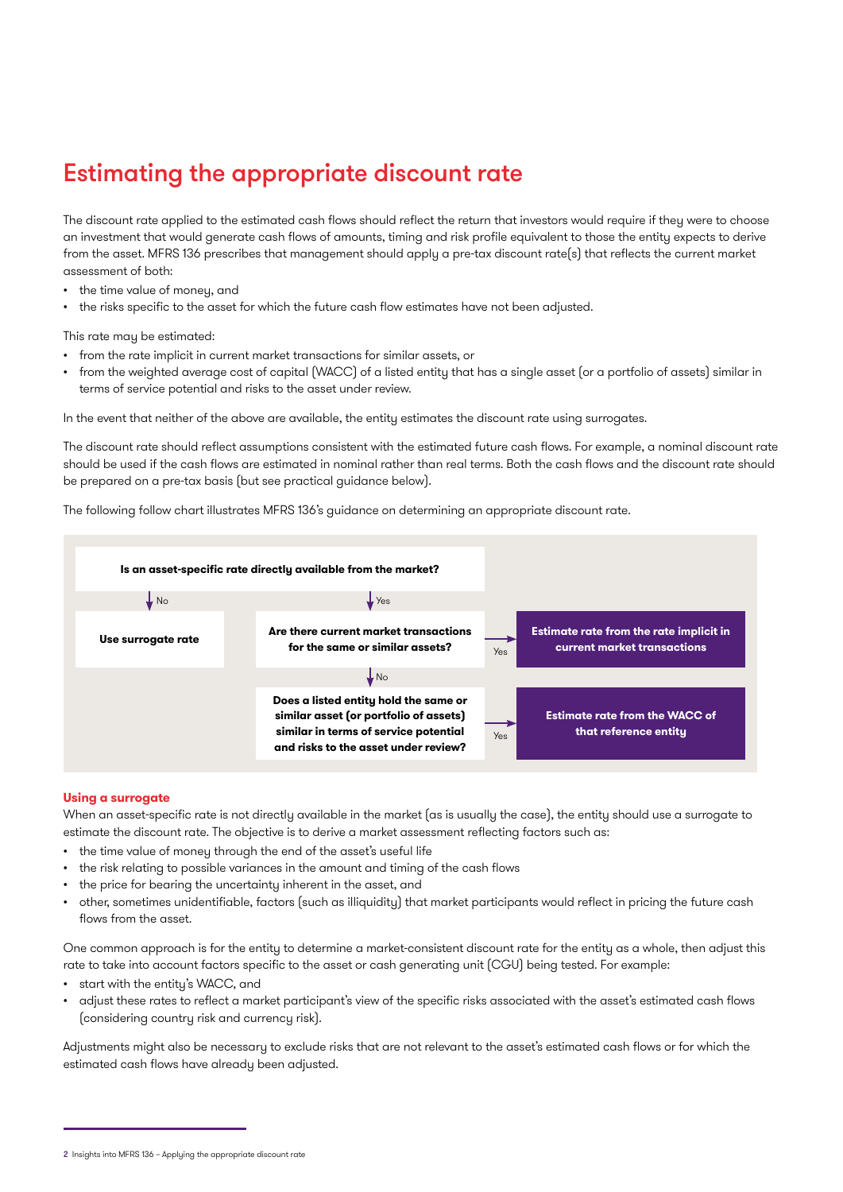# Estimating the appropriate discount rate

The discount rate applied to the estimated cash flows should reflect the return that investors would require if they were to choose an investment that would generate cash flows of amounts, timing and risk profile equivalent to those the entity expects to derive from the asset. MFRS 136 prescribes that management should apply a pre-tax discount rate(s) that reflects the current market assessment of both:

- the time value of money, and
- the risks specific to the asset for which the future cash flow estimates have not been adjusted.

This rate may be estimated:

- from the rate implicit in current market transactions for similar assets, or
- from the weighted average cost of capital (WACC) of a listed entity that has a single asset (or a portfolio of assets) similar in terms of service potential and risks to the asset under review.

In the event that neither of the above are available, the entity estimates the discount rate using surrogates.

The discount rate should reflect assumptions consistent with the estimated future cash flows. For example, a nominal discount rate should be used if the cash flows are estimated in nominal rather than real terms. Both the cash flows and the discount rate should be prepared on a pre-tax basis (but see practical guidance below).

The following follow chart illustrates MFRS 136's guidance on determining an appropriate discount rate.

**Is an asset-specific rate directly available from the market?**

- No → **Use surrogate rate**
- Yes → **Are there current market transactions for the same or similar assets?**
  - Yes → **Estimate rate from the rate implicit in current market transactions**
  - No → **Does a listed entity hold the same or similar asset (or portfolio of assets) similar in terms of service potential and risks to the asset under review?**
    - Yes → **Estimate rate from the WACC of that reference entity**

### Using a surrogate

When an asset-specific rate is not directly available in the market (as is usually the case), the entity should use a surrogate to estimate the discount rate. The objective is to derive a market assessment reflecting factors such as:

- the time value of money through the end of the asset's useful life
- the risk relating to possible variances in the amount and timing of the cash flows
- the price for bearing the uncertainty inherent in the asset, and
- other, sometimes unidentifiable, factors (such as illiquidity) that market participants would reflect in pricing the future cash flows from the asset.

One common approach is for the entity to determine a market-consistent discount rate for the entity as a whole, then adjust this rate to take into account factors specific to the asset or cash generating unit (CGU) being tested. For example:

- start with the entity's WACC, and
- adjust these rates to reflect a market participant's view of the specific risks associated with the asset's estimated cash flows (considering country risk and currency risk).

Adjustments might also be necessary to exclude risks that are not relevant to the asset's estimated cash flows or for which the estimated cash flows have already been adjusted.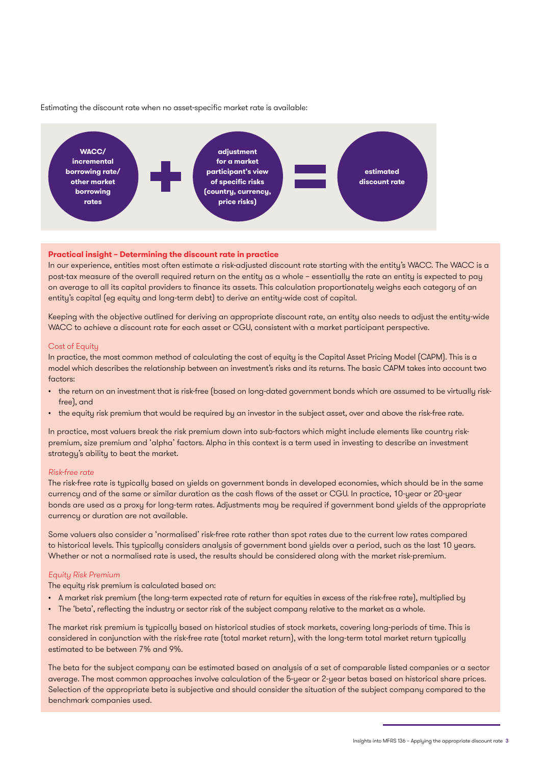Estimating the discount rate when no asset-specific market rate is available:

**WACC/ incremental borrowing rate/ other market borrowing rates** + **adjustment for a market participant's view of specific risks (country, currency, price risks)** = **estimated discount rate**

### Practical insight – Determining the discount rate in practice

In our experience, entities most often estimate a risk-adjusted discount rate starting with the entity's WACC. The WACC is a post-tax measure of the overall required return on the entity as a whole – essentially the rate an entity is expected to pay on average to all its capital providers to finance its assets. This calculation proportionately weighs each category of an entity's capital (eg equity and long-term debt) to derive an entity-wide cost of capital.

Keeping with the objective outlined for deriving an appropriate discount rate, an entity also needs to adjust the entity-wide WACC to achieve a discount rate for each asset or CGU, consistent with a market participant perspective.

#### Cost of Equity

In practice, the most common method of calculating the cost of equity is the Capital Asset Pricing Model (CAPM). This is a model which describes the relationship between an investment's risks and its returns. The basic CAPM takes into account two factors:

- the return on an investment that is risk-free (based on long-dated government bonds which are assumed to be virtually risk-free), and
- the equity risk premium that would be required by an investor in the subject asset, over and above the risk-free rate.

In practice, most valuers break the risk premium down into sub-factors which might include elements like country risk-premium, size premium and 'alpha' factors. Alpha in this context is a term used in investing to describe an investment strategy's ability to beat the market.

##### *Risk-free rate*

The risk-free rate is typically based on yields on government bonds in developed economies, which should be in the same currency and of the same or similar duration as the cash flows of the asset or CGU. In practice, 10-year or 20-year bonds are used as a proxy for long-term rates. Adjustments may be required if government bond yields of the appropriate currency or duration are not available.

Some valuers also consider a 'normalised' risk-free rate rather than spot rates due to the current low rates compared to historical levels. This typically considers analysis of government bond yields over a period, such as the last 10 years. Whether or not a normalised rate is used, the results should be considered along with the market risk-premium.

##### *Equity Risk Premium*

The equity risk premium is calculated based on:

- A market risk premium (the long-term expected rate of return for equities in excess of the risk-free rate), multiplied by
- The 'beta', reflecting the industry or sector risk of the subject company relative to the market as a whole.

The market risk premium is typically based on historical studies of stock markets, covering long-periods of time. This is considered in conjunction with the risk-free rate (total market return), with the long-term total market return typically estimated to be between 7% and 9%.

The beta for the subject company can be estimated based on analysis of a set of comparable listed companies or a sector average. The most common approaches involve calculation of the 5-year or 2-year betas based on historical share prices. Selection of the appropriate beta is subjective and should consider the situation of the subject company compared to the benchmark companies used.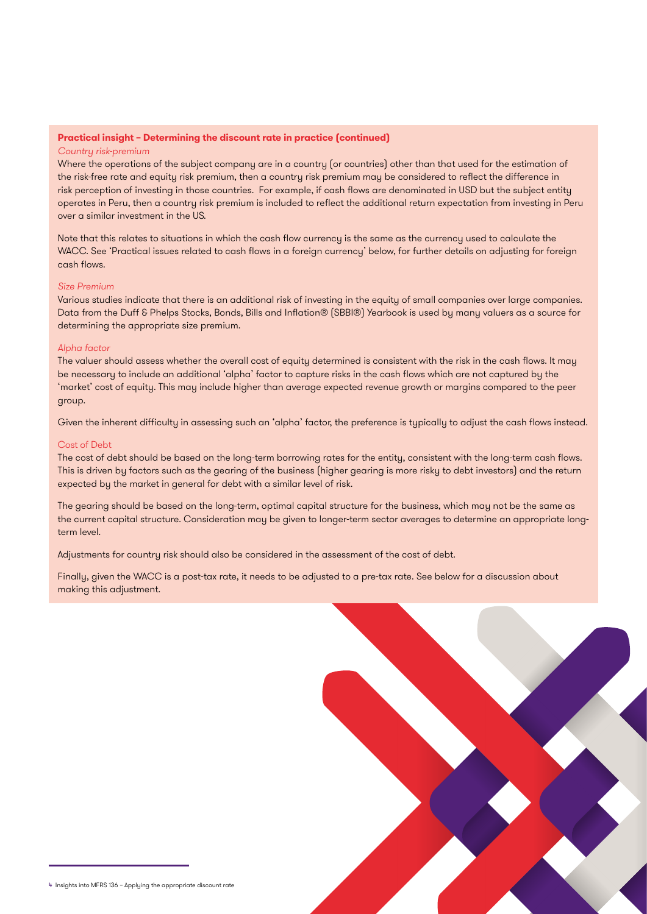**Practical insight – Determining the discount rate in practice (continued)**

*Country risk-premium*

Where the operations of the subject company are in a country (or countries) other than that used for the estimation of the risk-free rate and equity risk premium, then a country risk premium may be considered to reflect the difference in risk perception of investing in those countries. For example, if cash flows are denominated in USD but the subject entity operates in Peru, then a country risk premium is included to reflect the additional return expectation from investing in Peru over a similar investment in the US.

Note that this relates to situations in which the cash flow currency is the same as the currency used to calculate the WACC. See 'Practical issues related to cash flows in a foreign currency' below, for further details on adjusting for foreign cash flows.

*Size Premium*

Various studies indicate that there is an additional risk of investing in the equity of small companies over large companies. Data from the Duff & Phelps Stocks, Bonds, Bills and Inflation® (SBBI®) Yearbook is used by many valuers as a source for determining the appropriate size premium.

*Alpha factor*

The valuer should assess whether the overall cost of equity determined is consistent with the risk in the cash flows. It may be necessary to include an additional 'alpha' factor to capture risks in the cash flows which are not captured by the 'market' cost of equity. This may include higher than average expected revenue growth or margins compared to the peer group.

Given the inherent difficulty in assessing such an 'alpha' factor, the preference is typically to adjust the cash flows instead.

Cost of Debt

The cost of debt should be based on the long-term borrowing rates for the entity, consistent with the long-term cash flows. This is driven by factors such as the gearing of the business (higher gearing is more risky to debt investors) and the return expected by the market in general for debt with a similar level of risk.

The gearing should be based on the long-term, optimal capital structure for the business, which may not be the same as the current capital structure. Consideration may be given to longer-term sector averages to determine an appropriate long-term level.

Adjustments for country risk should also be considered in the assessment of the cost of debt.

Finally, given the WACC is a post-tax rate, it needs to be adjusted to a pre-tax rate. See below for a discussion about making this adjustment.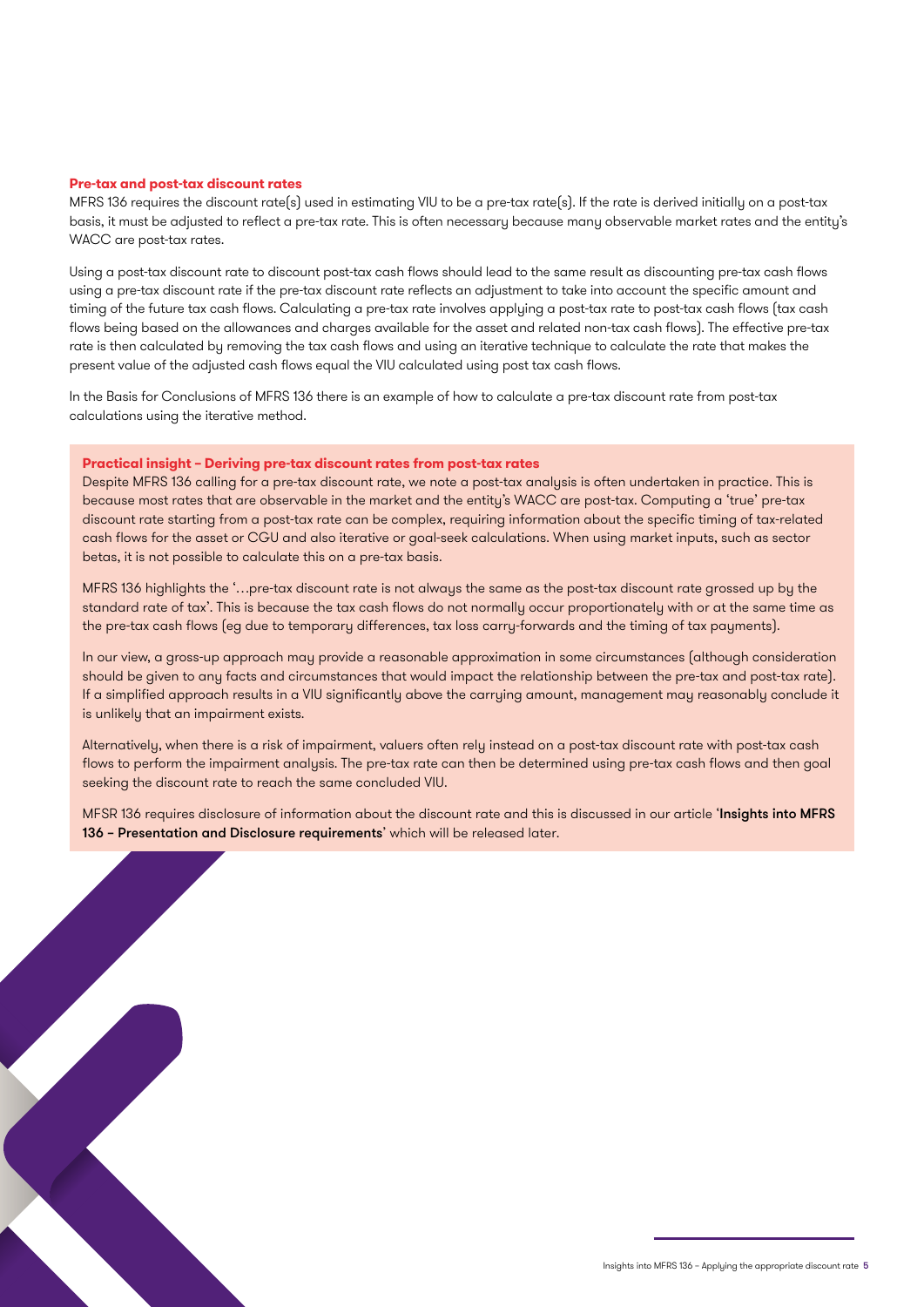### Pre-tax and post-tax discount rates

MFRS 136 requires the discount rate(s) used in estimating VIU to be a pre-tax rate(s). If the rate is derived initially on a post-tax basis, it must be adjusted to reflect a pre-tax rate. This is often necessary because many observable market rates and the entity's WACC are post-tax rates.

Using a post-tax discount rate to discount post-tax cash flows should lead to the same result as discounting pre-tax cash flows using a pre-tax discount rate if the pre-tax discount rate reflects an adjustment to take into account the specific amount and timing of the future tax cash flows. Calculating a pre-tax rate involves applying a post-tax rate to post-tax cash flows (tax cash flows being based on the allowances and charges available for the asset and related non-tax cash flows). The effective pre-tax rate is then calculated by removing the tax cash flows and using an iterative technique to calculate the rate that makes the present value of the adjusted cash flows equal the VIU calculated using post tax cash flows.

In the Basis for Conclusions of MFRS 136 there is an example of how to calculate a pre-tax discount rate from post-tax calculations using the iterative method.

#### Practical insight – Deriving pre-tax discount rates from post-tax rates

Despite MFRS 136 calling for a pre-tax discount rate, we note a post-tax analysis is often undertaken in practice. This is because most rates that are observable in the market and the entity's WACC are post-tax. Computing a 'true' pre-tax discount rate starting from a post-tax rate can be complex, requiring information about the specific timing of tax-related cash flows for the asset or CGU and also iterative or goal-seek calculations. When using market inputs, such as sector betas, it is not possible to calculate this on a pre-tax basis.

MFRS 136 highlights the '…pre-tax discount rate is not always the same as the post-tax discount rate grossed up by the standard rate of tax'. This is because the tax cash flows do not normally occur proportionately with or at the same time as the pre-tax cash flows (eg due to temporary differences, tax loss carry-forwards and the timing of tax payments).

In our view, a gross-up approach may provide a reasonable approximation in some circumstances (although consideration should be given to any facts and circumstances that would impact the relationship between the pre-tax and post-tax rate). If a simplified approach results in a VIU significantly above the carrying amount, management may reasonably conclude it is unlikely that an impairment exists.

Alternatively, when there is a risk of impairment, valuers often rely instead on a post-tax discount rate with post-tax cash flows to perform the impairment analysis. The pre-tax rate can then be determined using pre-tax cash flows and then goal seeking the discount rate to reach the same concluded VIU.

MFSR 136 requires disclosure of information about the discount rate and this is discussed in our article '**Insights into MFRS 136 – Presentation and Disclosure requirements**' which will be released later.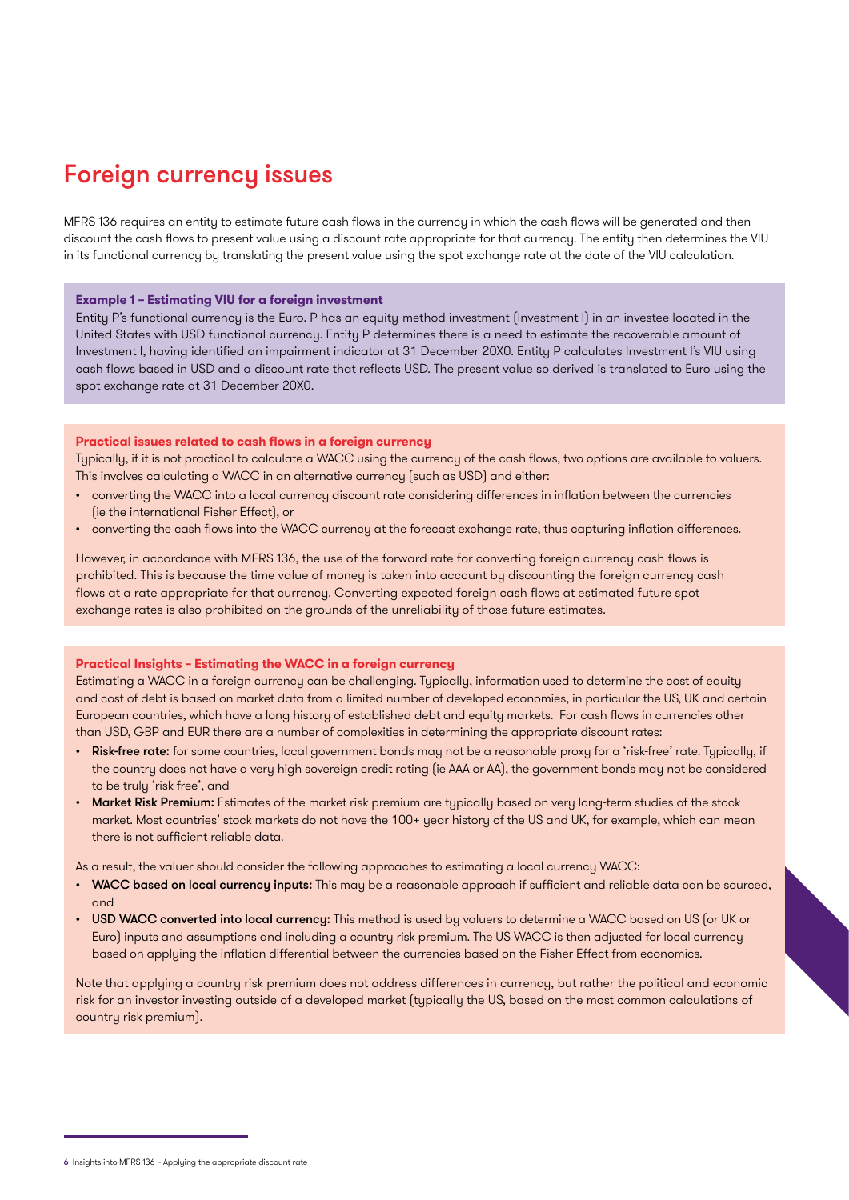# Foreign currency issues

MFRS 136 requires an entity to estimate future cash flows in the currency in which the cash flows will be generated and then discount the cash flows to present value using a discount rate appropriate for that currency. The entity then determines the VIU in its functional currency by translating the present value using the spot exchange rate at the date of the VIU calculation.

**Example 1 – Estimating VIU for a foreign investment**

Entity P's functional currency is the Euro. P has an equity-method investment (Investment I) in an investee located in the United States with USD functional currency. Entity P determines there is a need to estimate the recoverable amount of Investment I, having identified an impairment indicator at 31 December 20X0. Entity P calculates Investment I's VIU using cash flows based in USD and a discount rate that reflects USD. The present value so derived is translated to Euro using the spot exchange rate at 31 December 20X0.

**Practical issues related to cash flows in a foreign currency**

Typically, if it is not practical to calculate a WACC using the currency of the cash flows, two options are available to valuers. This involves calculating a WACC in an alternative currency (such as USD) and either:

- converting the WACC into a local currency discount rate considering differences in inflation between the currencies (ie the international Fisher Effect), or
- converting the cash flows into the WACC currency at the forecast exchange rate, thus capturing inflation differences.

However, in accordance with MFRS 136, the use of the forward rate for converting foreign currency cash flows is prohibited. This is because the time value of money is taken into account by discounting the foreign currency cash flows at a rate appropriate for that currency. Converting expected foreign cash flows at estimated future spot exchange rates is also prohibited on the grounds of the unreliability of those future estimates.

**Practical Insights – Estimating the WACC in a foreign currency**

Estimating a WACC in a foreign currency can be challenging. Typically, information used to determine the cost of equity and cost of debt is based on market data from a limited number of developed economies, in particular the US, UK and certain European countries, which have a long history of established debt and equity markets. For cash flows in currencies other than USD, GBP and EUR there are a number of complexities in determining the appropriate discount rates:

- **Risk-free rate:** for some countries, local government bonds may not be a reasonable proxy for a 'risk-free' rate. Typically, if the country does not have a very high sovereign credit rating (ie AAA or AA), the government bonds may not be considered to be truly 'risk-free', and
- **Market Risk Premium:** Estimates of the market risk premium are typically based on very long-term studies of the stock market. Most countries' stock markets do not have the 100+ year history of the US and UK, for example, which can mean there is not sufficient reliable data.

As a result, the valuer should consider the following approaches to estimating a local currency WACC:

- **WACC based on local currency inputs:** This may be a reasonable approach if sufficient and reliable data can be sourced, and
- **USD WACC converted into local currency:** This method is used by valuers to determine a WACC based on US (or UK or Euro) inputs and assumptions and including a country risk premium. The US WACC is then adjusted for local currency based on applying the inflation differential between the currencies based on the Fisher Effect from economics.

Note that applying a country risk premium does not address differences in currency, but rather the political and economic risk for an investor investing outside of a developed market (typically the US, based on the most common calculations of country risk premium).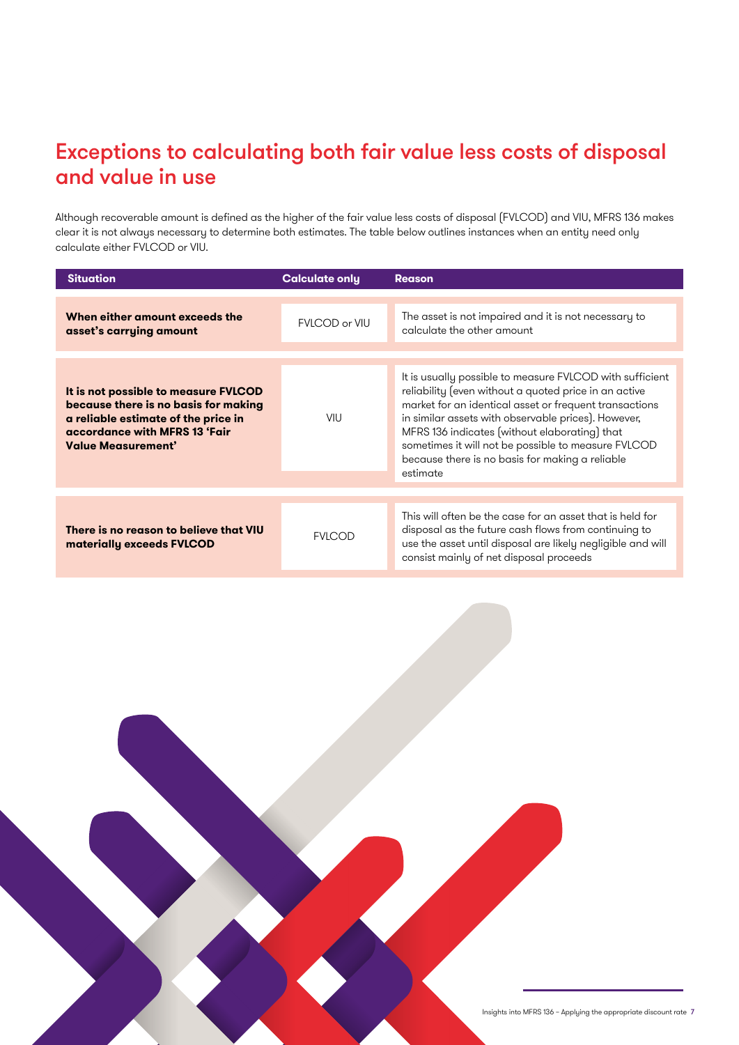## Exceptions to calculating both fair value less costs of disposal and value in use

Although recoverable amount is defined as the higher of the fair value less costs of disposal (FVLCOD) and VIU, MFRS 136 makes clear it is not always necessary to determine both estimates. The table below outlines instances when an entity need only calculate either FVLCOD or VIU.

| Situation | Calculate only | Reason |
|---|---|---|
| **When either amount exceeds the asset's carrying amount** | FVLCOD or VIU | The asset is not impaired and it is not necessary to calculate the other amount |
| **It is not possible to measure FVLCOD because there is no basis for making a reliable estimate of the price in accordance with MFRS 13 'Fair Value Measurement'** | VIU | It is usually possible to measure FVLCOD with sufficient reliability (even without a quoted price in an active market for an identical asset or frequent transactions in similar assets with observable prices). However, MFRS 136 indicates (without elaborating) that sometimes it will not be possible to measure FVLCOD because there is no basis for making a reliable estimate |
| **There is no reason to believe that VIU materially exceeds FVLCOD** | FVLCOD | This will often be the case for an asset that is held for disposal as the future cash flows from continuing to use the asset until disposal are likely negligible and will consist mainly of net disposal proceeds |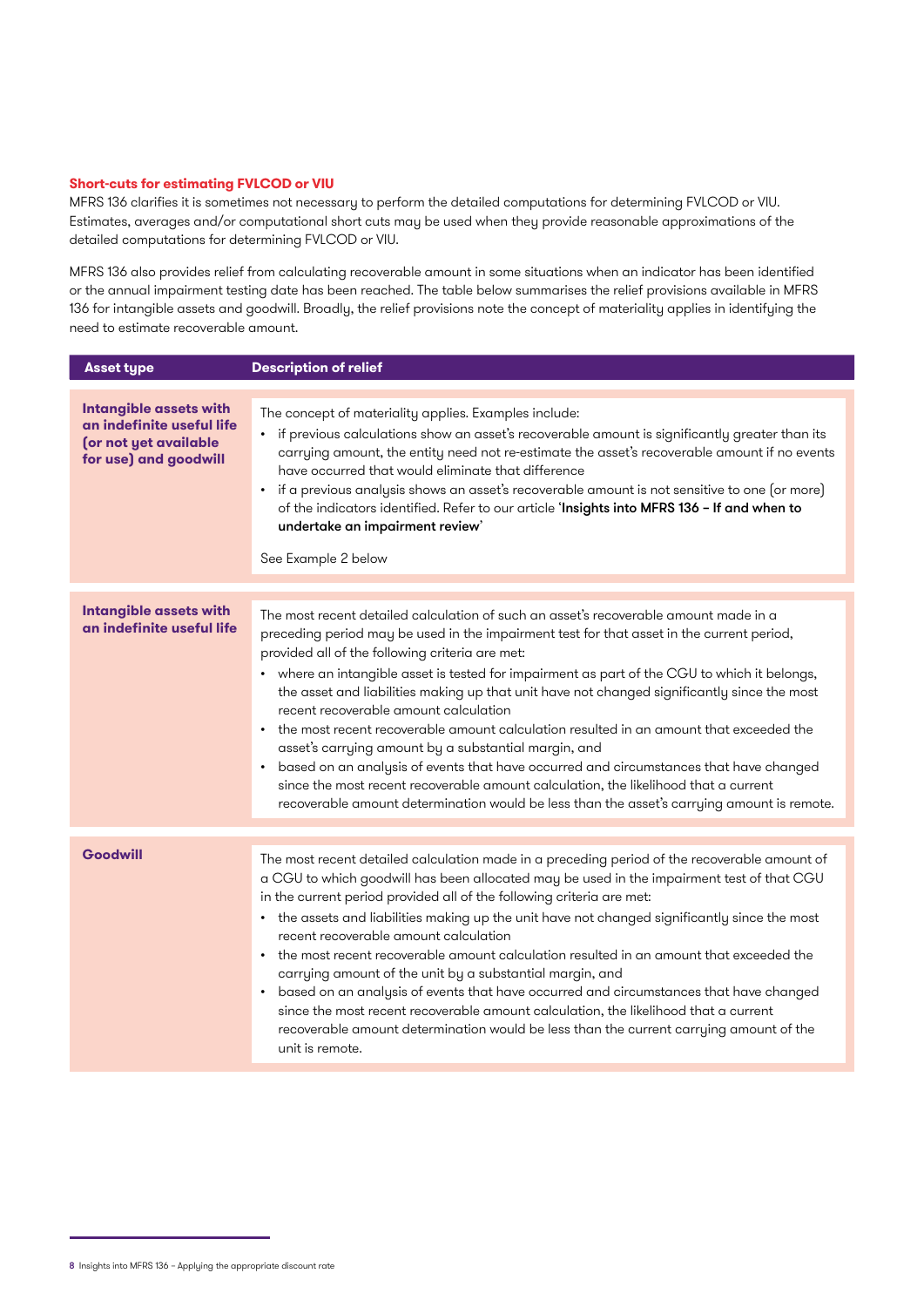### Short-cuts for estimating FVLCOD or VIU

MFRS 136 clarifies it is sometimes not necessary to perform the detailed computations for determining FVLCOD or VIU. Estimates, averages and/or computational short cuts may be used when they provide reasonable approximations of the detailed computations for determining FVLCOD or VIU.

MFRS 136 also provides relief from calculating recoverable amount in some situations when an indicator has been identified or the annual impairment testing date has been reached. The table below summarises the relief provisions available in MFRS 136 for intangible assets and goodwill. Broadly, the relief provisions note the concept of materiality applies in identifying the need to estimate recoverable amount.

| Asset type | Description of relief |
|---|---|
| **Intangible assets with an indefinite useful life (or not yet available for use) and goodwill** | The concept of materiality applies. Examples include:<br>• if previous calculations show an asset's recoverable amount is significantly greater than its carrying amount, the entity need not re-estimate the asset's recoverable amount if no events have occurred that would eliminate that difference<br>• if a previous analysis shows an asset's recoverable amount is not sensitive to one (or more) of the indicators identified. Refer to our article '**Insights into MFRS 136 – If and when to undertake an impairment review**'<br><br>See Example 2 below |
| **Intangible assets with an indefinite useful life** | The most recent detailed calculation of such an asset's recoverable amount made in a preceding period may be used in the impairment test for that asset in the current period, provided all of the following criteria are met:<br>• where an intangible asset is tested for impairment as part of the CGU to which it belongs, the asset and liabilities making up that unit have not changed significantly since the most recent recoverable amount calculation<br>• the most recent recoverable amount calculation resulted in an amount that exceeded the asset's carrying amount by a substantial margin, and<br>• based on an analysis of events that have occurred and circumstances that have changed since the most recent recoverable amount calculation, the likelihood that a current recoverable amount determination would be less than the asset's carrying amount is remote. |
| **Goodwill** | The most recent detailed calculation made in a preceding period of the recoverable amount of a CGU to which goodwill has been allocated may be used in the impairment test of that CGU in the current period provided all of the following criteria are met:<br>• the assets and liabilities making up the unit have not changed significantly since the most recent recoverable amount calculation<br>• the most recent recoverable amount calculation resulted in an amount that exceeded the carrying amount of the unit by a substantial margin, and<br>• based on an analysis of events that have occurred and circumstances that have changed since the most recent recoverable amount calculation, the likelihood that a current recoverable amount determination would be less than the current carrying amount of the unit is remote. |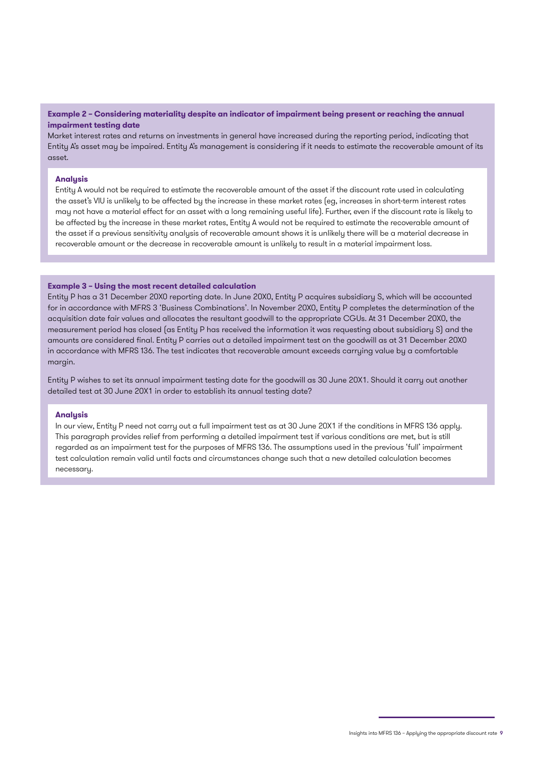**Example 2 – Considering materiality despite an indicator of impairment being present or reaching the annual impairment testing date**

Market interest rates and returns on investments in general have increased during the reporting period, indicating that Entity A's asset may be impaired. Entity A's management is considering if it needs to estimate the recoverable amount of its asset.

**Analysis**

Entity A would not be required to estimate the recoverable amount of the asset if the discount rate used in calculating the asset's VIU is unlikely to be affected by the increase in these market rates (eg, increases in short-term interest rates may not have a material effect for an asset with a long remaining useful life). Further, even if the discount rate is likely to be affected by the increase in these market rates, Entity A would not be required to estimate the recoverable amount of the asset if a previous sensitivity analysis of recoverable amount shows it is unlikely there will be a material decrease in recoverable amount or the decrease in recoverable amount is unlikely to result in a material impairment loss.

**Example 3 – Using the most recent detailed calculation**

Entity P has a 31 December 20X0 reporting date. In June 20X0, Entity P acquires subsidiary S, which will be accounted for in accordance with MFRS 3 'Business Combinations'. In November 20X0, Entity P completes the determination of the acquisition date fair values and allocates the resultant goodwill to the appropriate CGUs. At 31 December 20X0, the measurement period has closed (as Entity P has received the information it was requesting about subsidiary S) and the amounts are considered final. Entity P carries out a detailed impairment test on the goodwill as at 31 December 20X0 in accordance with MFRS 136. The test indicates that recoverable amount exceeds carrying value by a comfortable margin.

Entity P wishes to set its annual impairment testing date for the goodwill as 30 June 20X1. Should it carry out another detailed test at 30 June 20X1 in order to establish its annual testing date?

**Analysis**

In our view, Entity P need not carry out a full impairment test as at 30 June 20X1 if the conditions in MFRS 136 apply. This paragraph provides relief from performing a detailed impairment test if various conditions are met, but is still regarded as an impairment test for the purposes of MFRS 136. The assumptions used in the previous 'full' impairment test calculation remain valid until facts and circumstances change such that a new detailed calculation becomes necessary.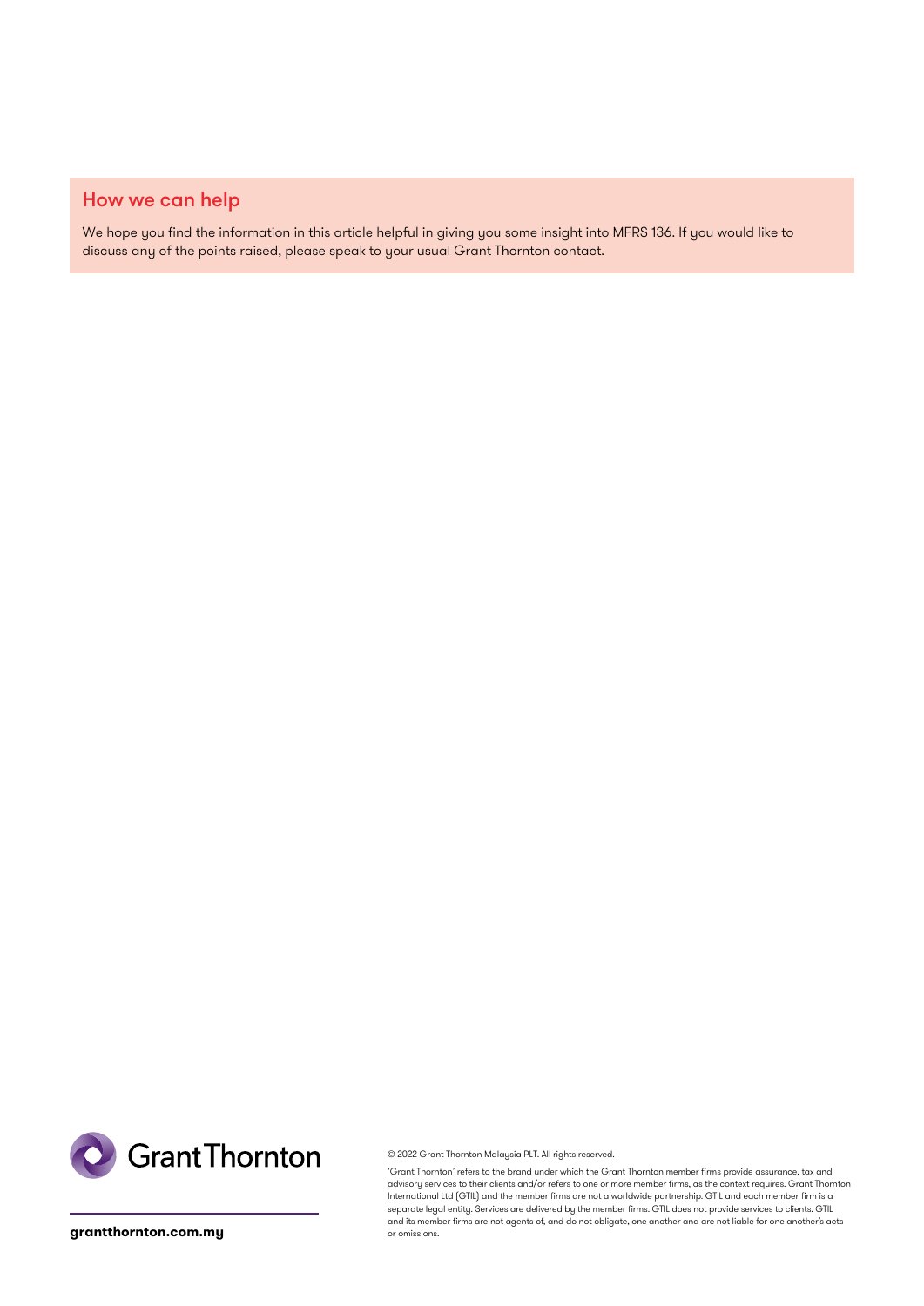## How we can help

We hope you find the information in this article helpful in giving you some insight into MFRS 136. If you would like to discuss any of the points raised, please speak to your usual Grant Thornton contact.

Grant Thornton

**grantthornton.com.my**

© 2022 Grant Thornton Malaysia PLT. All rights reserved.

'Grant Thornton' refers to the brand under which the Grant Thornton member firms provide assurance, tax and advisory services to their clients and/or refers to one or more member firms, as the context requires. Grant Thornton International Ltd (GTIL) and the member firms are not a worldwide partnership. GTIL and each member firm is a separate legal entity. Services are delivered by the member firms. GTIL does not provide services to clients. GTIL and its member firms are not agents of, and do not obligate, one another and are not liable for one another's acts or omissions.